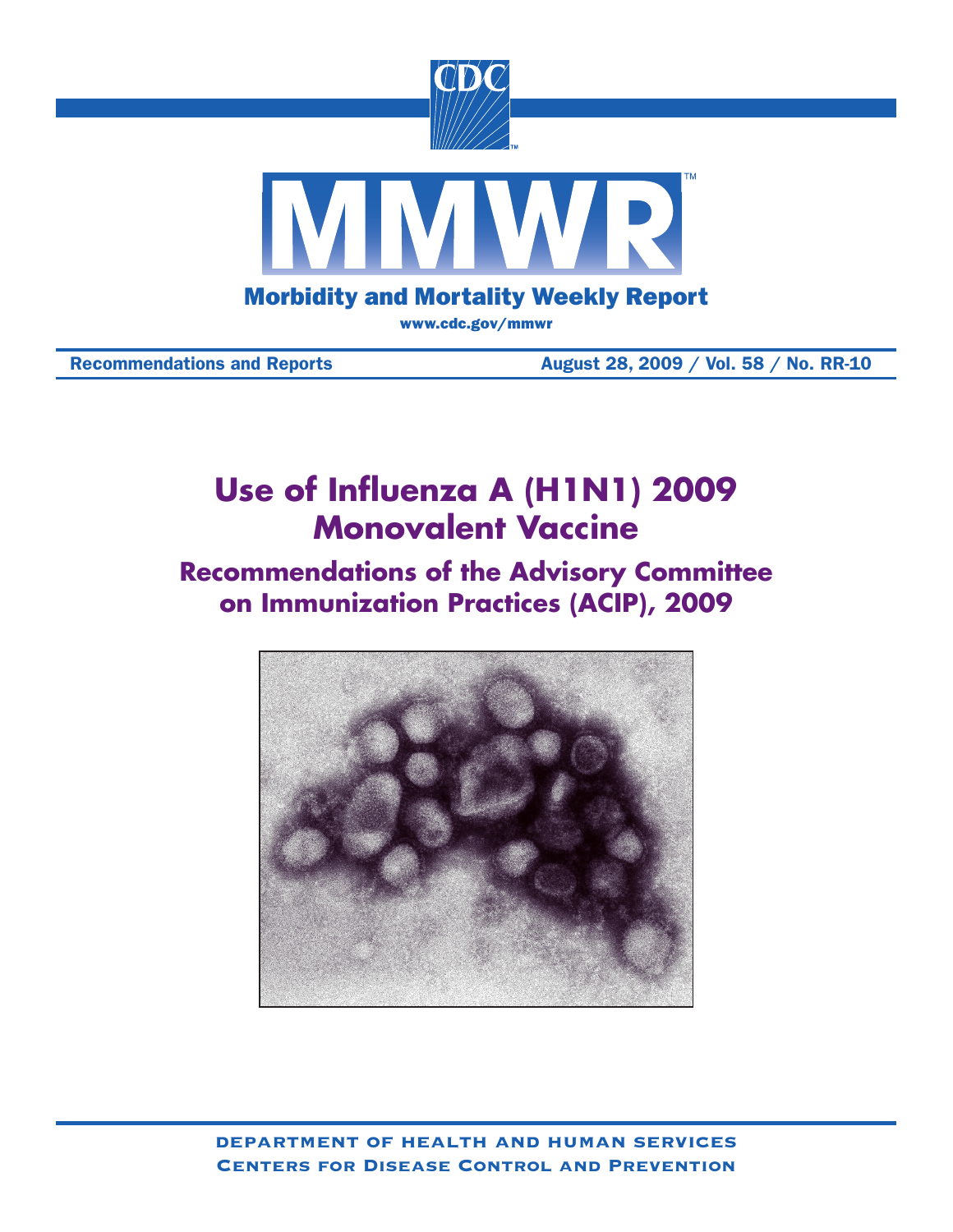# MMWR

## Morbidity and Mortality Weekly Report

www.cdc.gov/mmwr

Recommendations and Reports — August 28, 2009 / Vol. 58 / No. RR-10

# Use of Influenza A (H1N1) 2009 Monovalent Vaccine

## Recommendations of the Advisory Committee on Immunization Practices (ACIP), 2009

DEPARTMENT OF HEALTH AND HUMAN SERVICES
CENTERS FOR DISEASE CONTROL AND PREVENTION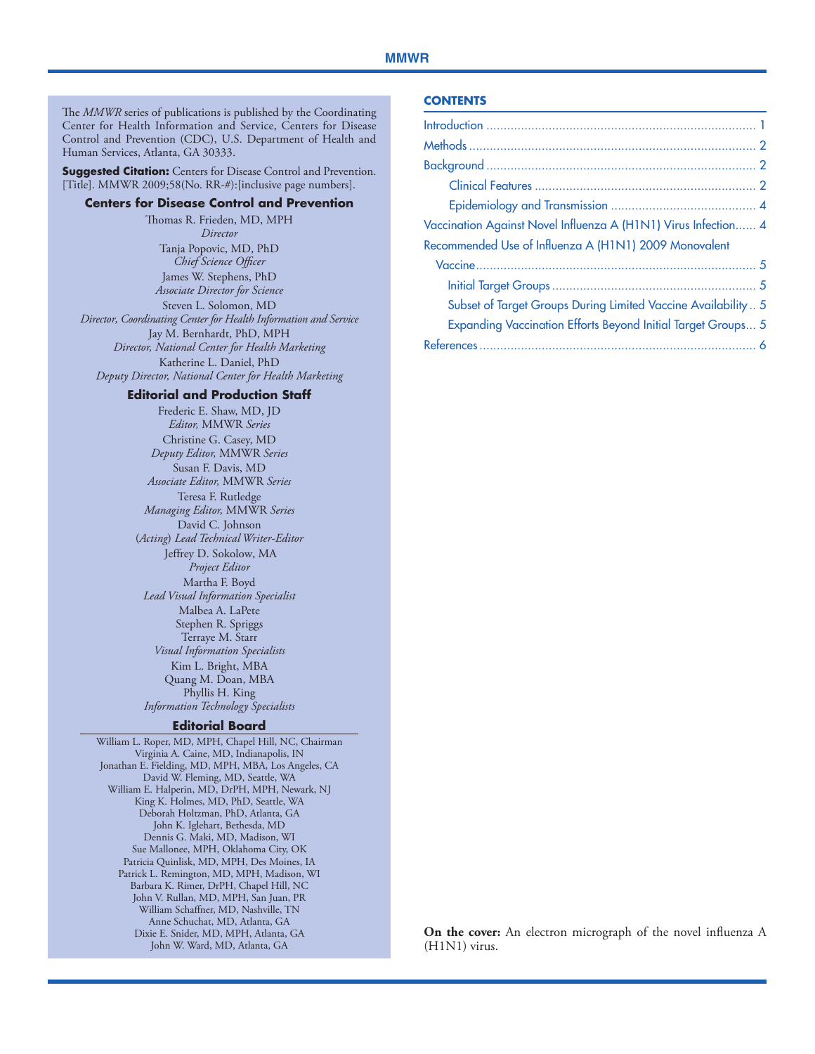The *MMWR* series of publications is published by the Coordinating Center for Health Information and Service, Centers for Disease Control and Prevention (CDC), U.S. Department of Health and Human Services, Atlanta, GA 30333.

**Suggested Citation:** Centers for Disease Control and Prevention. [Title]. MMWR 2009;58(No. RR-#):[inclusive page numbers].

**Centers for Disease Control and Prevention**

Thomas R. Frieden, MD, MPH
*Director*
Tanja Popovic, MD, PhD
*Chief Science Officer*
James W. Stephens, PhD
*Associate Director for Science*
Steven L. Solomon, MD
*Director, Coordinating Center for Health Information and Service*
Jay M. Bernhardt, PhD, MPH
*Director, National Center for Health Marketing*
Katherine L. Daniel, PhD
*Deputy Director, National Center for Health Marketing*

**Editorial and Production Staff**

Frederic E. Shaw, MD, JD
*Editor,* MMWR *Series*
Christine G. Casey, MD
*Deputy Editor,* MMWR *Series*
Susan F. Davis, MD
*Associate Editor,* MMWR *Series*
Teresa F. Rutledge
*Managing Editor,* MMWR *Series*
David C. Johnson
(*Acting*) *Lead Technical Writer-Editor*
Jeffrey D. Sokolow, MA
*Project Editor*
Martha F. Boyd
*Lead Visual Information Specialist*
Malbea A. LaPete
Stephen R. Spriggs
Terraye M. Starr
*Visual Information Specialists*
Kim L. Bright, MBA
Quang M. Doan, MBA
Phyllis H. King
*Information Technology Specialists*

**Editorial Board**

William L. Roper, MD, MPH, Chapel Hill, NC, Chairman
Virginia A. Caine, MD, Indianapolis, IN
Jonathan E. Fielding, MD, MPH, MBA, Los Angeles, CA
David W. Fleming, MD, Seattle, WA
William E. Halperin, MD, DrPH, MPH, Newark, NJ
King K. Holmes, MD, PhD, Seattle, WA
Deborah Holtzman, PhD, Atlanta, GA
John K. Iglehart, Bethesda, MD
Dennis G. Maki, MD, Madison, WI
Sue Mallonee, MPH, Oklahoma City, OK
Patricia Quinlisk, MD, MPH, Des Moines, IA
Patrick L. Remington, MD, MPH, Madison, WI
Barbara K. Rimer, DrPH, Chapel Hill, NC
John V. Rullan, MD, MPH, San Juan, PR
William Schaffner, MD, Nashville, TN
Anne Schuchat, MD, Atlanta, GA
Dixie E. Snider, MD, MPH, Atlanta, GA
John W. Ward, MD, Atlanta, GA

**CONTENTS**

Introduction ... 1
Methods ... 2
Background ... 2
  Clinical Features ... 2
  Epidemiology and Transmission ... 4
Vaccination Against Novel Influenza A (H1N1) Virus Infection ... 4
Recommended Use of Influenza A (H1N1) 2009 Monovalent Vaccine ... 5
  Initial Target Groups ... 5
  Subset of Target Groups During Limited Vaccine Availability ... 5
  Expanding Vaccination Efforts Beyond Initial Target Groups ... 5
References ... 6

**On the cover:** An electron micrograph of the novel influenza A (H1N1) virus.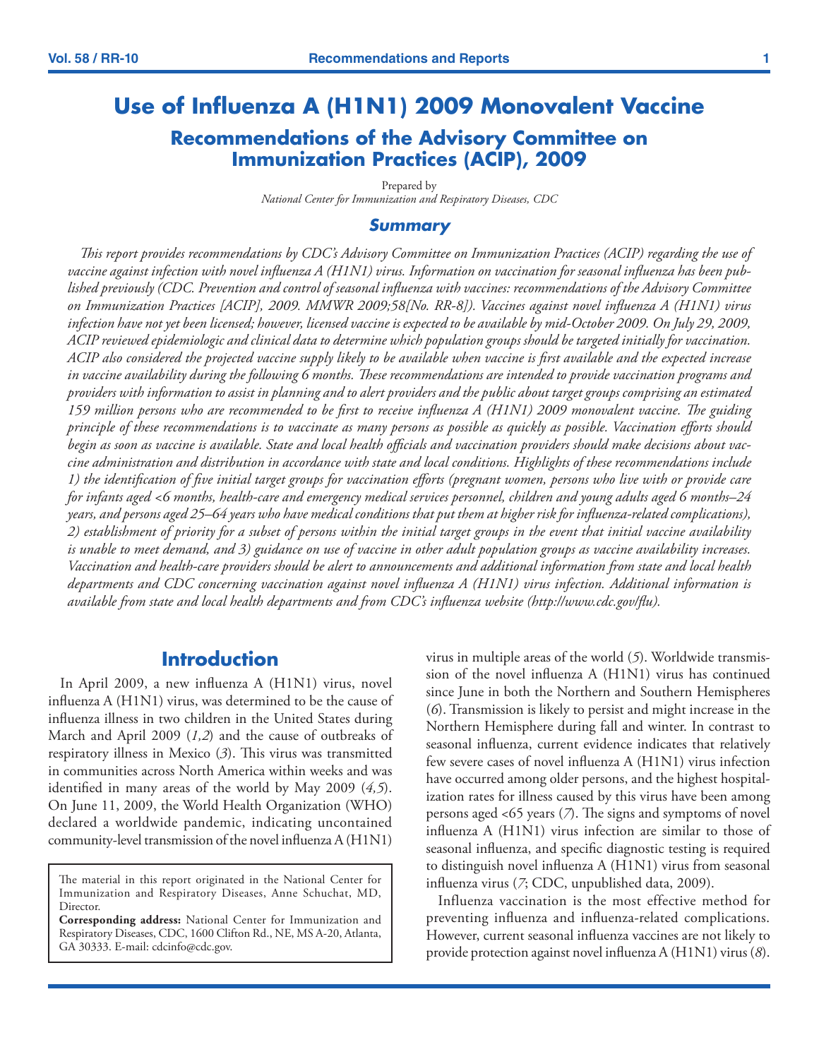# Use of Influenza A (H1N1) 2009 Monovalent Vaccine

## Recommendations of the Advisory Committee on Immunization Practices (ACIP), 2009

Prepared by
*National Center for Immunization and Respiratory Diseases, CDC*

### Summary

*This report provides recommendations by CDC's Advisory Committee on Immunization Practices (ACIP) regarding the use of vaccine against infection with novel influenza A (H1N1) virus. Information on vaccination for seasonal influenza has been published previously (CDC. Prevention and control of seasonal influenza with vaccines: recommendations of the Advisory Committee on Immunization Practices [ACIP], 2009. MMWR 2009;58[No. RR-8]). Vaccines against novel influenza A (H1N1) virus infection have not yet been licensed; however, licensed vaccine is expected to be available by mid-October 2009. On July 29, 2009, ACIP reviewed epidemiologic and clinical data to determine which population groups should be targeted initially for vaccination. ACIP also considered the projected vaccine supply likely to be available when vaccine is first available and the expected increase in vaccine availability during the following 6 months. These recommendations are intended to provide vaccination programs and providers with information to assist in planning and to alert providers and the public about target groups comprising an estimated 159 million persons who are recommended to be first to receive influenza A (H1N1) 2009 monovalent vaccine. The guiding principle of these recommendations is to vaccinate as many persons as possible as quickly as possible. Vaccination efforts should begin as soon as vaccine is available. State and local health officials and vaccination providers should make decisions about vaccine administration and distribution in accordance with state and local conditions. Highlights of these recommendations include 1) the identification of five initial target groups for vaccination efforts (pregnant women, persons who live with or provide care for infants aged <6 months, health-care and emergency medical services personnel, children and young adults aged 6 months–24 years, and persons aged 25–64 years who have medical conditions that put them at higher risk for influenza-related complications), 2) establishment of priority for a subset of persons within the initial target groups in the event that initial vaccine availability is unable to meet demand, and 3) guidance on use of vaccine in other adult population groups as vaccine availability increases. Vaccination and health-care providers should be alert to announcements and additional information from state and local health departments and CDC concerning vaccination against novel influenza A (H1N1) virus infection. Additional information is available from state and local health departments and from CDC's influenza website (http://www.cdc.gov/flu).*

## Introduction

In April 2009, a new influenza A (H1N1) virus, novel influenza A (H1N1) virus, was determined to be the cause of influenza illness in two children in the United States during March and April 2009 (*1,2*) and the cause of outbreaks of respiratory illness in Mexico (*3*). This virus was transmitted in communities across North America within weeks and was identified in many areas of the world by May 2009 (*4,5*). On June 11, 2009, the World Health Organization (WHO) declared a worldwide pandemic, indicating uncontained community-level transmission of the novel influenza A (H1N1) virus in multiple areas of the world (*5*). Worldwide transmission of the novel influenza A (H1N1) virus has continued since June in both the Northern and Southern Hemispheres (*6*). Transmission is likely to persist and might increase in the Northern Hemisphere during fall and winter. In contrast to seasonal influenza, current evidence indicates that relatively few severe cases of novel influenza A (H1N1) virus infection have occurred among older persons, and the highest hospitalization rates for illness caused by this virus have been among persons aged <65 years (*7*). The signs and symptoms of novel influenza A (H1N1) virus infection are similar to those of seasonal influenza, and specific diagnostic testing is required to distinguish novel influenza A (H1N1) virus from seasonal influenza virus (*7*; CDC, unpublished data, 2009).

Influenza vaccination is the most effective method for preventing influenza and influenza-related complications. However, current seasonal influenza vaccines are not likely to provide protection against novel influenza A (H1N1) virus (*8*).

The material in this report originated in the National Center for Immunization and Respiratory Diseases, Anne Schuchat, MD, Director.

**Corresponding address:** National Center for Immunization and Respiratory Diseases, CDC, 1600 Clifton Rd., NE, MS A-20, Atlanta, GA 30333. E-mail: cdcinfo@cdc.gov.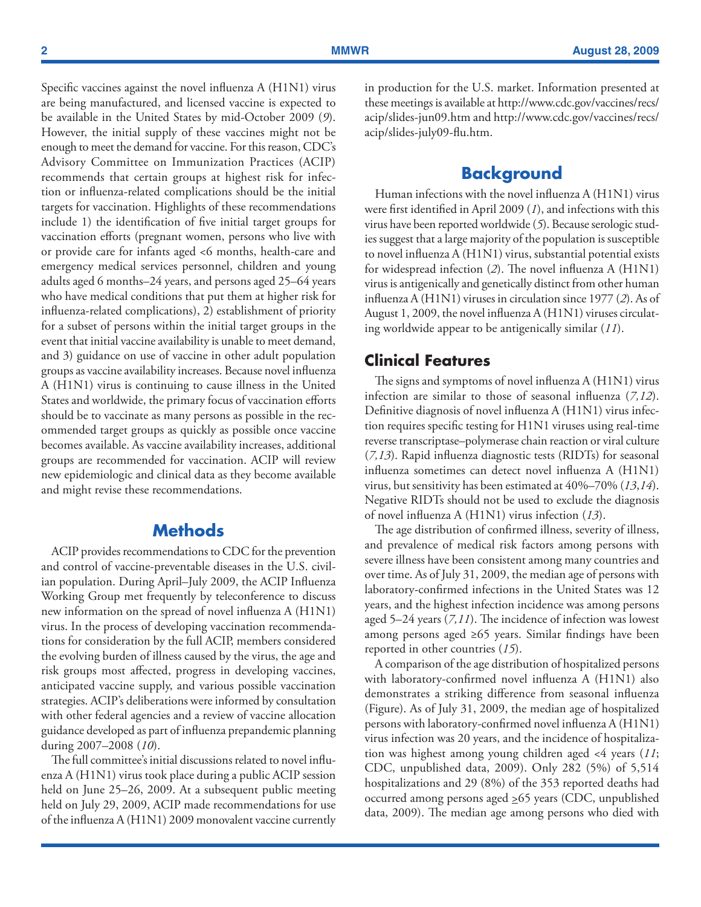Specific vaccines against the novel influenza A (H1N1) virus are being manufactured, and licensed vaccine is expected to be available in the United States by mid-October 2009 (*9*). However, the initial supply of these vaccines might not be enough to meet the demand for vaccine. For this reason, CDC's Advisory Committee on Immunization Practices (ACIP) recommends that certain groups at highest risk for infection or influenza-related complications should be the initial targets for vaccination. Highlights of these recommendations include 1) the identification of five initial target groups for vaccination efforts (pregnant women, persons who live with or provide care for infants aged <6 months, health-care and emergency medical services personnel, children and young adults aged 6 months–24 years, and persons aged 25–64 years who have medical conditions that put them at higher risk for influenza-related complications), 2) establishment of priority for a subset of persons within the initial target groups in the event that initial vaccine availability is unable to meet demand, and 3) guidance on use of vaccine in other adult population groups as vaccine availability increases. Because novel influenza A (H1N1) virus is continuing to cause illness in the United States and worldwide, the primary focus of vaccination efforts should be to vaccinate as many persons as possible in the recommended target groups as quickly as possible once vaccine becomes available. As vaccine availability increases, additional groups are recommended for vaccination. ACIP will review new epidemiologic and clinical data as they become available and might revise these recommendations.

## Methods

ACIP provides recommendations to CDC for the prevention and control of vaccine-preventable diseases in the U.S. civilian population. During April–July 2009, the ACIP Influenza Working Group met frequently by teleconference to discuss new information on the spread of novel influenza A (H1N1) virus. In the process of developing vaccination recommendations for consideration by the full ACIP, members considered the evolving burden of illness caused by the virus, the age and risk groups most affected, progress in developing vaccines, anticipated vaccine supply, and various possible vaccination strategies. ACIP's deliberations were informed by consultation with other federal agencies and a review of vaccine allocation guidance developed as part of influenza prepandemic planning during 2007–2008 (*10*).

The full committee's initial discussions related to novel influenza A (H1N1) virus took place during a public ACIP session held on June 25–26, 2009. At a subsequent public meeting held on July 29, 2009, ACIP made recommendations for use of the influenza A (H1N1) 2009 monovalent vaccine currently in production for the U.S. market. Information presented at these meetings is available at http://www.cdc.gov/vaccines/recs/acip/slides-jun09.htm and http://www.cdc.gov/vaccines/recs/acip/slides-july09-flu.htm.

## Background

Human infections with the novel influenza A (H1N1) virus were first identified in April 2009 (*1*), and infections with this virus have been reported worldwide (*5*). Because serologic studies suggest that a large majority of the population is susceptible to novel influenza A (H1N1) virus, substantial potential exists for widespread infection (*2*). The novel influenza A (H1N1) virus is antigenically and genetically distinct from other human influenza A (H1N1) viruses in circulation since 1977 (*2*). As of August 1, 2009, the novel influenza A (H1N1) viruses circulating worldwide appear to be antigenically similar (*11*).

### Clinical Features

The signs and symptoms of novel influenza A (H1N1) virus infection are similar to those of seasonal influenza (*7,12*). Definitive diagnosis of novel influenza A (H1N1) virus infection requires specific testing for H1N1 viruses using real-time reverse transcriptase–polymerase chain reaction or viral culture (*7,13*). Rapid influenza diagnostic tests (RIDTs) for seasonal influenza sometimes can detect novel influenza A (H1N1) virus, but sensitivity has been estimated at 40%–70% (*13*,*14*). Negative RIDTs should not be used to exclude the diagnosis of novel influenza A (H1N1) virus infection (*13*).

The age distribution of confirmed illness, severity of illness, and prevalence of medical risk factors among persons with severe illness have been consistent among many countries and over time. As of July 31, 2009, the median age of persons with laboratory-confirmed infections in the United States was 12 years, and the highest infection incidence was among persons aged 5–24 years (*7,11*). The incidence of infection was lowest among persons aged ≥65 years. Similar findings have been reported in other countries (*15*).

A comparison of the age distribution of hospitalized persons with laboratory-confirmed novel influenza A (H1N1) also demonstrates a striking difference from seasonal influenza (Figure). As of July 31, 2009, the median age of hospitalized persons with laboratory-confirmed novel influenza A (H1N1) virus infection was 20 years, and the incidence of hospitalization was highest among young children aged <4 years (*11*; CDC, unpublished data, 2009). Only 282 (5%) of 5,514 hospitalizations and 29 (8%) of the 353 reported deaths had occurred among persons aged ≥65 years (CDC, unpublished data, 2009). The median age among persons who died with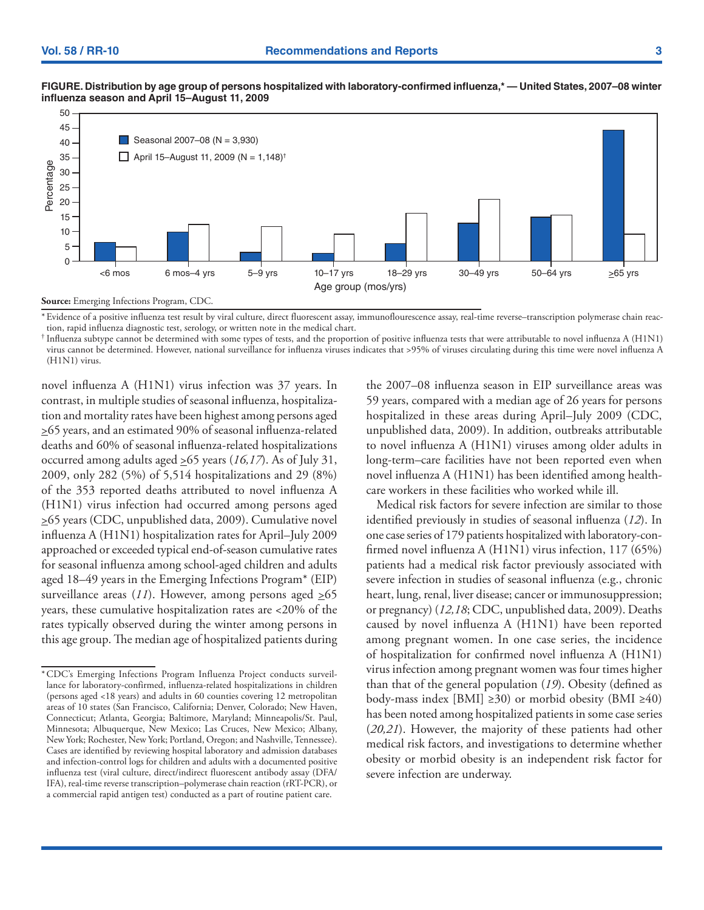**FIGURE. Distribution by age group of persons hospitalized with laboratory-confirmed influenza,* — United States, 2007–08 winter influenza season and April 15–August 11, 2009**

**Source:** Emerging Infections Program, CDC.

* Evidence of a positive influenza test result by viral culture, direct fluorescent assay, immunoflourescence assay, real-time reverse-transcription polymerase chain reaction, rapid influenza diagnostic test, serology, or written note in the medical chart.

† Influenza subtype cannot be determined with some types of tests, and the proportion of positive influenza tests that were attributable to novel influenza A (H1N1) virus cannot be determined. However, national surveillance for influenza viruses indicates that >95% of viruses circulating during this time were novel influenza A (H1N1) virus.

novel influenza A (H1N1) virus infection was 37 years. In contrast, in multiple studies of seasonal influenza, hospitalization and mortality rates have been highest among persons aged ≥65 years, and an estimated 90% of seasonal influenza-related deaths and 60% of seasonal influenza-related hospitalizations occurred among adults aged ≥65 years (*16,17*). As of July 31, 2009, only 282 (5%) of 5,514 hospitalizations and 29 (8%) of the 353 reported deaths attributed to novel influenza A (H1N1) virus infection had occurred among persons aged ≥65 years (CDC, unpublished data, 2009). Cumulative novel influenza A (H1N1) hospitalization rates for April–July 2009 approached or exceeded typical end-of-season cumulative rates for seasonal influenza among school-aged children and adults aged 18–49 years in the Emerging Infections Program* (EIP) surveillance areas (*11*). However, among persons aged ≥65 years, these cumulative hospitalization rates are <20% of the rates typically observed during the winter among persons in this age group. The median age of hospitalized patients during the 2007–08 influenza season in EIP surveillance areas was 59 years, compared with a median age of 26 years for persons hospitalized in these areas during April–July 2009 (CDC, unpublished data, 2009). In addition, outbreaks attributable to novel influenza A (H1N1) viruses among older adults in long-term–care facilities have not been reported even when novel influenza A (H1N1) has been identified among health-care workers in these facilities who worked while ill.

Medical risk factors for severe infection are similar to those identified previously in studies of seasonal influenza (*12*). In one case series of 179 patients hospitalized with laboratory-confirmed novel influenza A (H1N1) virus infection, 117 (65%) patients had a medical risk factor previously associated with severe infection in studies of seasonal influenza (e.g., chronic heart, lung, renal, liver disease; cancer or immunosuppression; or pregnancy) (*12,18*; CDC, unpublished data, 2009). Deaths caused by novel influenza A (H1N1) have been reported among pregnant women. In one case series, the incidence of hospitalization for confirmed novel influenza A (H1N1) virus infection among pregnant women was four times higher than that of the general population (*19*). Obesity (defined as body-mass index [BMI] ≥30) or morbid obesity (BMI ≥40) has been noted among hospitalized patients in some case series (*20,21*). However, the majority of these patients had other medical risk factors, and investigations to determine whether obesity or morbid obesity is an independent risk factor for severe infection are underway.

* CDC's Emerging Infections Program Influenza Project conducts surveillance for laboratory-confirmed, influenza-related hospitalizations in children (persons aged <18 years) and adults in 60 counties covering 12 metropolitan areas of 10 states (San Francisco, California; Denver, Colorado; New Haven, Connecticut; Atlanta, Georgia; Baltimore, Maryland; Minneapolis/St. Paul, Minnesota; Albuquerque, New Mexico; Las Cruces, New Mexico; Albany, New York; Rochester, New York; Portland, Oregon; and Nashville, Tennessee). Cases are identified by reviewing hospital laboratory and admission databases and infection-control logs for children and adults with a documented positive influenza test (viral culture, direct/indirect fluorescent antibody assay (DFA/IFA), real-time reverse transcription–polymerase chain reaction (rRT-PCR), or a commercial rapid antigen test) conducted as a part of routine patient care.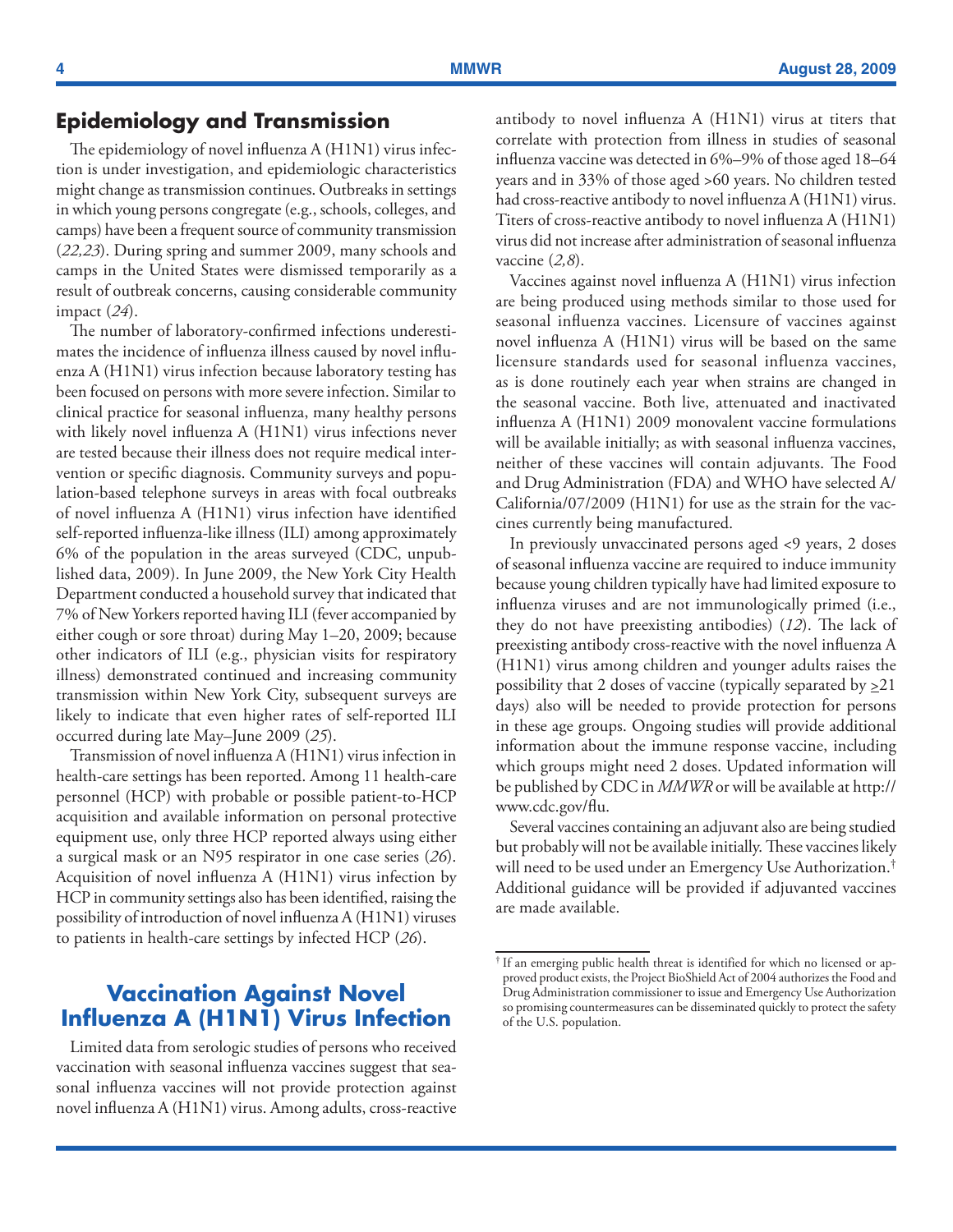## Epidemiology and Transmission

The epidemiology of novel influenza A (H1N1) virus infection is under investigation, and epidemiologic characteristics might change as transmission continues. Outbreaks in settings in which young persons congregate (e.g., schools, colleges, and camps) have been a frequent source of community transmission (*22,23*). During spring and summer 2009, many schools and camps in the United States were dismissed temporarily as a result of outbreak concerns, causing considerable community impact (*24*).

The number of laboratory-confirmed infections underestimates the incidence of influenza illness caused by novel influenza A (H1N1) virus infection because laboratory testing has been focused on persons with more severe infection. Similar to clinical practice for seasonal influenza, many healthy persons with likely novel influenza A (H1N1) virus infections never are tested because their illness does not require medical intervention or specific diagnosis. Community surveys and population-based telephone surveys in areas with focal outbreaks of novel influenza A (H1N1) virus infection have identified self-reported influenza-like illness (ILI) among approximately 6% of the population in the areas surveyed (CDC, unpublished data, 2009). In June 2009, the New York City Health Department conducted a household survey that indicated that 7% of New Yorkers reported having ILI (fever accompanied by either cough or sore throat) during May 1–20, 2009; because other indicators of ILI (e.g., physician visits for respiratory illness) demonstrated continued and increasing community transmission within New York City, subsequent surveys are likely to indicate that even higher rates of self-reported ILI occurred during late May–June 2009 (*25*).

Transmission of novel influenza A (H1N1) virus infection in health-care settings has been reported. Among 11 health-care personnel (HCP) with probable or possible patient-to-HCP acquisition and available information on personal protective equipment use, only three HCP reported always using either a surgical mask or an N95 respirator in one case series (*26*). Acquisition of novel influenza A (H1N1) virus infection by HCP in community settings also has been identified, raising the possibility of introduction of novel influenza A (H1N1) viruses to patients in health-care settings by infected HCP (*26*).

## Vaccination Against Novel Influenza A (H1N1) Virus Infection

Limited data from serologic studies of persons who received vaccination with seasonal influenza vaccines suggest that seasonal influenza vaccines will not provide protection against novel influenza A (H1N1) virus. Among adults, cross-reactive antibody to novel influenza A (H1N1) virus at titers that correlate with protection from illness in studies of seasonal influenza vaccine was detected in 6%–9% of those aged 18–64 years and in 33% of those aged >60 years. No children tested had cross-reactive antibody to novel influenza A (H1N1) virus. Titers of cross-reactive antibody to novel influenza A (H1N1) virus did not increase after administration of seasonal influenza vaccine (*2,8*).

Vaccines against novel influenza A (H1N1) virus infection are being produced using methods similar to those used for seasonal influenza vaccines. Licensure of vaccines against novel influenza A (H1N1) virus will be based on the same licensure standards used for seasonal influenza vaccines, as is done routinely each year when strains are changed in the seasonal vaccine. Both live, attenuated and inactivated influenza A (H1N1) 2009 monovalent vaccine formulations will be available initially; as with seasonal influenza vaccines, neither of these vaccines will contain adjuvants. The Food and Drug Administration (FDA) and WHO have selected A/California/07/2009 (H1N1) for use as the strain for the vaccines currently being manufactured.

In previously unvaccinated persons aged <9 years, 2 doses of seasonal influenza vaccine are required to induce immunity because young children typically have had limited exposure to influenza viruses and are not immunologically primed (i.e., they do not have preexisting antibodies) (*12*). The lack of preexisting antibody cross-reactive with the novel influenza A (H1N1) virus among children and younger adults raises the possibility that 2 doses of vaccine (typically separated by ≥21 days) also will be needed to provide protection for persons in these age groups. Ongoing studies will provide additional information about the immune response vaccine, including which groups might need 2 doses. Updated information will be published by CDC in *MMWR* or will be available at http://www.cdc.gov/flu.

Several vaccines containing an adjuvant also are being studied but probably will not be available initially. These vaccines likely will need to be used under an Emergency Use Authorization.[†] Additional guidance will be provided if adjuvanted vaccines are made available.

---

[†] If an emerging public health threat is identified for which no licensed or approved product exists, the Project BioShield Act of 2004 authorizes the Food and Drug Administration commissioner to issue and Emergency Use Authorization so promising countermeasures can be disseminated quickly to protect the safety of the U.S. population.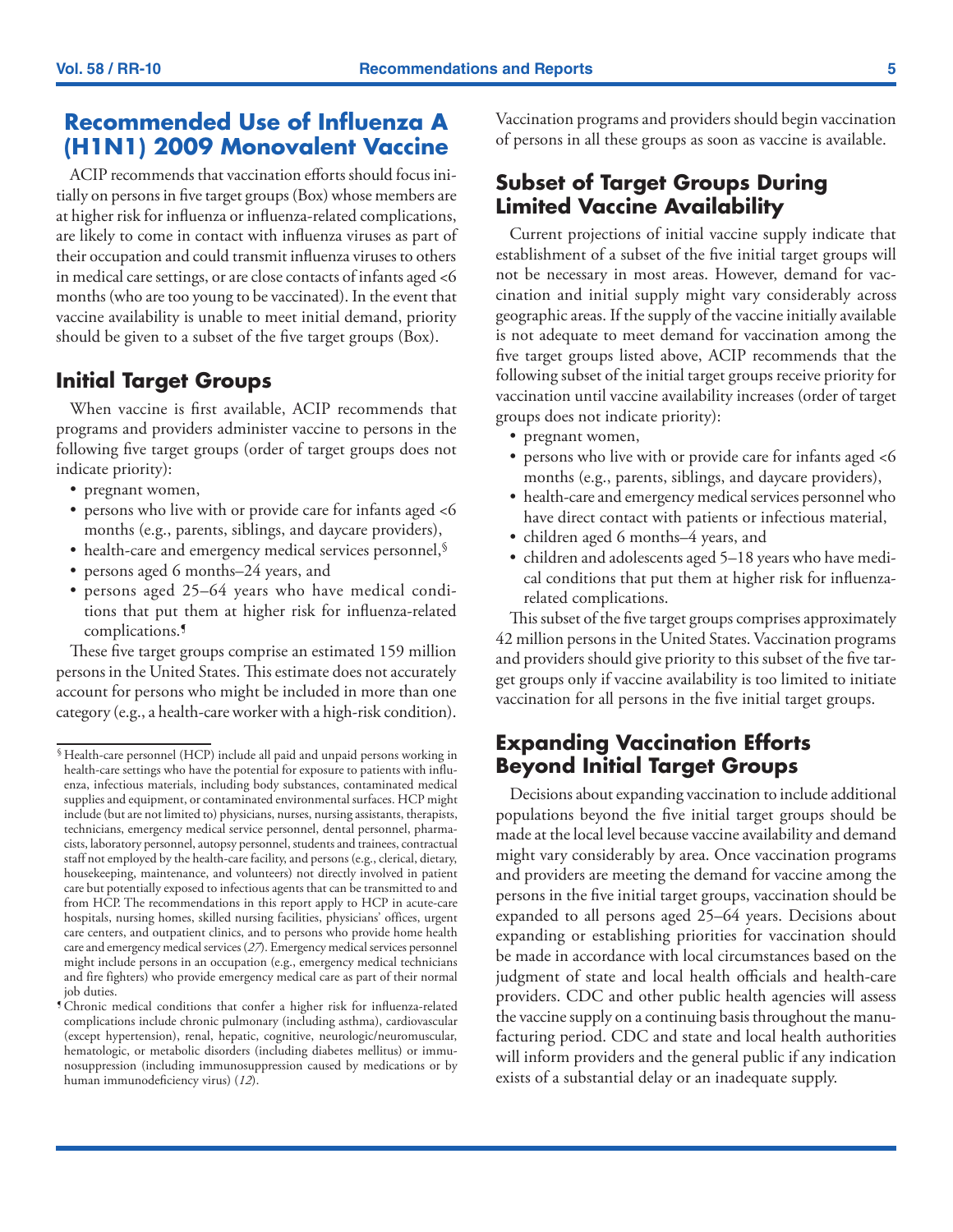## Recommended Use of Influenza A (H1N1) 2009 Monovalent Vaccine

ACIP recommends that vaccination efforts should focus initially on persons in five target groups (Box) whose members are at higher risk for influenza or influenza-related complications, are likely to come in contact with influenza viruses as part of their occupation and could transmit influenza viruses to others in medical care settings, or are close contacts of infants aged <6 months (who are too young to be vaccinated). In the event that vaccine availability is unable to meet initial demand, priority should be given to a subset of the five target groups (Box).

### Initial Target Groups

When vaccine is first available, ACIP recommends that programs and providers administer vaccine to persons in the following five target groups (order of target groups does not indicate priority):

- pregnant women,
- persons who live with or provide care for infants aged <6 months (e.g., parents, siblings, and daycare providers),
- health-care and emergency medical services personnel,[§]
- persons aged 6 months–24 years, and
- persons aged 25–64 years who have medical conditions that put them at higher risk for influenza-related complications.[¶]

These five target groups comprise an estimated 159 million persons in the United States. This estimate does not accurately account for persons who might be included in more than one category (e.g., a health-care worker with a high-risk condition). Vaccination programs and providers should begin vaccination of persons in all these groups as soon as vaccine is available.

### Subset of Target Groups During Limited Vaccine Availability

Current projections of initial vaccine supply indicate that establishment of a subset of the five initial target groups will not be necessary in most areas. However, demand for vaccination and initial supply might vary considerably across geographic areas. If the supply of the vaccine initially available is not adequate to meet demand for vaccination among the five target groups listed above, ACIP recommends that the following subset of the initial target groups receive priority for vaccination until vaccine availability increases (order of target groups does not indicate priority):

- pregnant women,
- persons who live with or provide care for infants aged <6 months (e.g., parents, siblings, and daycare providers),
- health-care and emergency medical services personnel who have direct contact with patients or infectious material,
- children aged 6 months–4 years, and
- children and adolescents aged 5–18 years who have medical conditions that put them at higher risk for influenza-related complications.

This subset of the five target groups comprises approximately 42 million persons in the United States. Vaccination programs and providers should give priority to this subset of the five target groups only if vaccine availability is too limited to initiate vaccination for all persons in the five initial target groups.

### Expanding Vaccination Efforts Beyond Initial Target Groups

Decisions about expanding vaccination to include additional populations beyond the five initial target groups should be made at the local level because vaccine availability and demand might vary considerably by area. Once vaccination programs and providers are meeting the demand for vaccine among the persons in the five initial target groups, vaccination should be expanded to all persons aged 25–64 years. Decisions about expanding or establishing priorities for vaccination should be made in accordance with local circumstances based on the judgment of state and local health officials and health-care providers. CDC and other public health agencies will assess the vaccine supply on a continuing basis throughout the manufacturing period. CDC and state and local health authorities will inform providers and the general public if any indication exists of a substantial delay or an inadequate supply.

---

[§] Health-care personnel (HCP) include all paid and unpaid persons working in health-care settings who have the potential for exposure to patients with influenza, infectious materials, including body substances, contaminated medical supplies and equipment, or contaminated environmental surfaces. HCP might include (but are not limited to) physicians, nurses, nursing assistants, therapists, technicians, emergency medical service personnel, dental personnel, pharmacists, laboratory personnel, autopsy personnel, students and trainees, contractual staff not employed by the health-care facility, and persons (e.g., clerical, dietary, housekeeping, maintenance, and volunteers) not directly involved in patient care but potentially exposed to infectious agents that can be transmitted to and from HCP. The recommendations in this report apply to HCP in acute-care hospitals, nursing homes, skilled nursing facilities, physicians' offices, urgent care centers, and outpatient clinics, and to persons who provide home health care and emergency medical services (*27*). Emergency medical services personnel might include persons in an occupation (e.g., emergency medical technicians and fire fighters) who provide emergency medical care as part of their normal job duties.

[¶] Chronic medical conditions that confer a higher risk for influenza-related complications include chronic pulmonary (including asthma), cardiovascular (except hypertension), renal, hepatic, cognitive, neurologic/neuromuscular, hematologic, or metabolic disorders (including diabetes mellitus) or immunosuppression (including immunosuppression caused by medications or by human immunodeficiency virus) (*12*).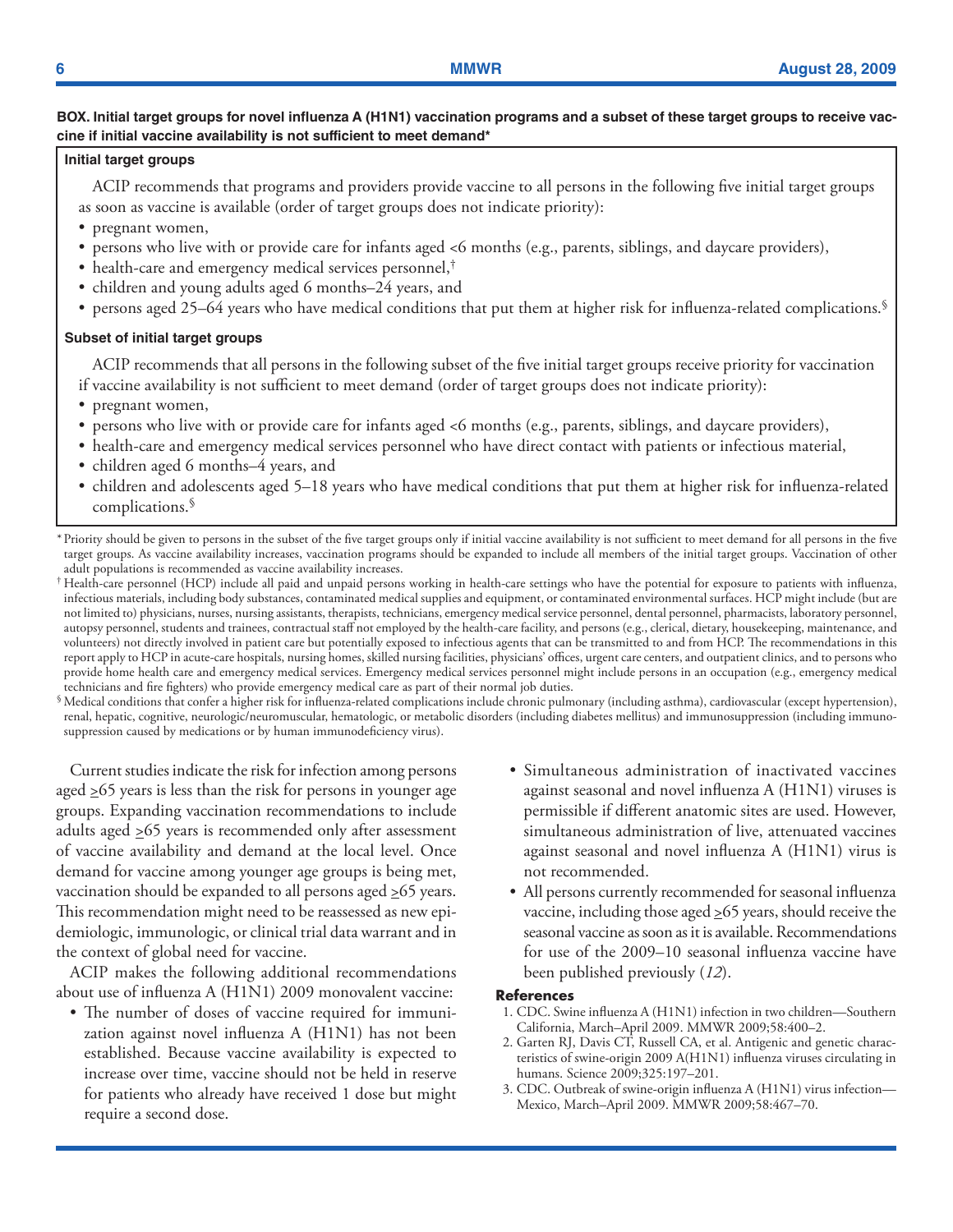**BOX. Initial target groups for novel influenza A (H1N1) vaccination programs and a subset of these target groups to receive vaccine if initial vaccine availability is not sufficient to meet demand***

**Initial target groups**

ACIP recommends that programs and providers provide vaccine to all persons in the following five initial target groups as soon as vaccine is available (order of target groups does not indicate priority):

- pregnant women,
- persons who live with or provide care for infants aged <6 months (e.g., parents, siblings, and daycare providers),
- health-care and emergency medical services personnel,[†]
- children and young adults aged 6 months–24 years, and
- persons aged 25–64 years who have medical conditions that put them at higher risk for influenza-related complications.[§]

**Subset of initial target groups**

ACIP recommends that all persons in the following subset of the five initial target groups receive priority for vaccination if vaccine availability is not sufficient to meet demand (order of target groups does not indicate priority):

- pregnant women,
- persons who live with or provide care for infants aged <6 months (e.g., parents, siblings, and daycare providers),
- health-care and emergency medical services personnel who have direct contact with patients or infectious material,
- children aged 6 months–4 years, and
- children and adolescents aged 5–18 years who have medical conditions that put them at higher risk for influenza-related complications.[§]

\* Priority should be given to persons in the subset of the five target groups only if initial vaccine availability is not sufficient to meet demand for all persons in the five target groups. As vaccine availability increases, vaccination programs should be expanded to include all members of the initial target groups. Vaccination of other adult populations is recommended as vaccine availability increases.

† Health-care personnel (HCP) include all paid and unpaid persons working in health-care settings who have the potential for exposure to patients with influenza, infectious materials, including body substances, contaminated medical supplies and equipment, or contaminated environmental surfaces. HCP might include (but are not limited to) physicians, nurses, nursing assistants, therapists, technicians, emergency medical service personnel, dental personnel, pharmacists, laboratory personnel, autopsy personnel, students and trainees, contractual staff not employed by the health-care facility, and persons (e.g., clerical, dietary, housekeeping, maintenance, and volunteers) not directly involved in patient care but potentially exposed to infectious agents that can be transmitted to and from HCP. The recommendations in this report apply to HCP in acute-care hospitals, nursing homes, skilled nursing facilities, physicians' offices, urgent care centers, and outpatient clinics, and to persons who provide home health care and emergency medical services. Emergency medical services personnel might include persons in an occupation (e.g., emergency medical technicians and fire fighters) who provide emergency medical care as part of their normal job duties.

§ Medical conditions that confer a higher risk for influenza-related complications include chronic pulmonary (including asthma), cardiovascular (except hypertension), renal, hepatic, cognitive, neurologic/neuromuscular, hematologic, or metabolic disorders (including diabetes mellitus) and immunosuppression (including immunosuppression caused by medications or by human immunodeficiency virus).

Current studies indicate the risk for infection among persons aged ≥65 years is less than the risk for persons in younger age groups. Expanding vaccination recommendations to include adults aged ≥65 years is recommended only after assessment of vaccine availability and demand at the local level. Once demand for vaccine among younger age groups is being met, vaccination should be expanded to all persons aged ≥65 years. This recommendation might need to be reassessed as new epidemiologic, immunologic, or clinical trial data warrant and in the context of global need for vaccine.

ACIP makes the following additional recommendations about use of influenza A (H1N1) 2009 monovalent vaccine:

- The number of doses of vaccine required for immunization against novel influenza A (H1N1) has not been established. Because vaccine availability is expected to increase over time, vaccine should not be held in reserve for patients who already have received 1 dose but might require a second dose.
- Simultaneous administration of inactivated vaccines against seasonal and novel influenza A (H1N1) viruses is permissible if different anatomic sites are used. However, simultaneous administration of live, attenuated vaccines against seasonal and novel influenza A (H1N1) virus is not recommended.
- All persons currently recommended for seasonal influenza vaccine, including those aged ≥65 years, should receive the seasonal vaccine as soon as it is available. Recommendations for use of the 2009–10 seasonal influenza vaccine have been published previously (*12*).

### References

1. CDC. Swine influenza A (H1N1) infection in two children—Southern California, March–April 2009. MMWR 2009;58:400–2.
2. Garten RJ, Davis CT, Russell CA, et al. Antigenic and genetic characteristics of swine-origin 2009 A(H1N1) influenza viruses circulating in humans. Science 2009;325:197–201.
3. CDC. Outbreak of swine-origin influenza A (H1N1) virus infection—Mexico, March–April 2009. MMWR 2009;58:467–70.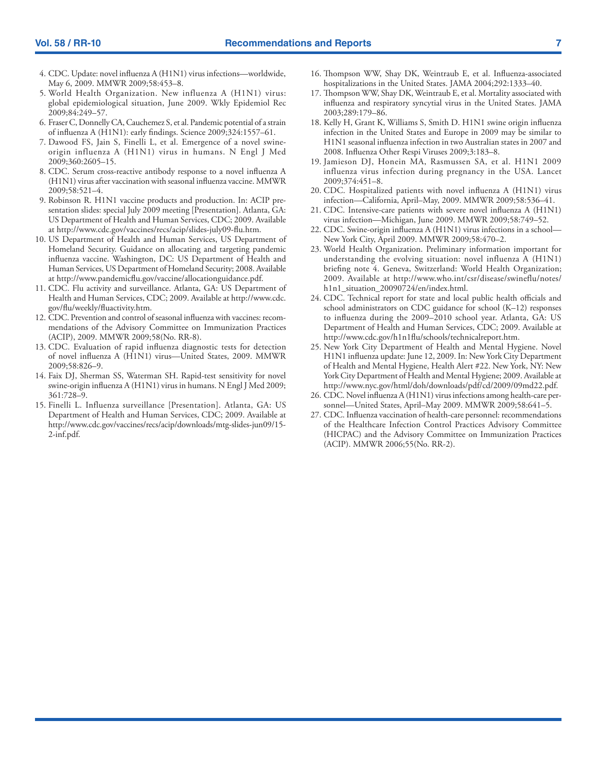4. CDC. Update: novel influenza A (H1N1) virus infections—worldwide, May 6, 2009. MMWR 2009;58:453–8.
5. World Health Organization. New influenza A (H1N1) virus: global epidemiological situation, June 2009. Wkly Epidemiol Rec 2009;84:249–57.
6. Fraser C, Donnelly CA, Cauchemez S, et al. Pandemic potential of a strain of influenza A (H1N1): early findings. Science 2009;324:1557–61.
7. Dawood FS, Jain S, Finelli L, et al. Emergence of a novel swine-origin influenza A (H1N1) virus in humans. N Engl J Med 2009;360:2605–15.
8. CDC. Serum cross-reactive antibody response to a novel influenza A (H1N1) virus after vaccination with seasonal influenza vaccine. MMWR 2009;58:521–4.
9. Robinson R. H1N1 vaccine products and production. In: ACIP presentation slides: special July 2009 meeting [Presentation]. Atlanta, GA: US Department of Health and Human Services, CDC; 2009. Available at http://www.cdc.gov/vaccines/recs/acip/slides-july09-flu.htm.
10. US Department of Health and Human Services, US Department of Homeland Security. Guidance on allocating and targeting pandemic influenza vaccine. Washington, DC: US Department of Health and Human Services, US Department of Homeland Security; 2008. Available at http://www.pandemicflu.gov/vaccine/allocationguidance.pdf.
11. CDC. Flu activity and surveillance. Atlanta, GA: US Department of Health and Human Services, CDC; 2009. Available at http://www.cdc.gov/flu/weekly/fluactivity.htm.
12. CDC. Prevention and control of seasonal influenza with vaccines: recommendations of the Advisory Committee on Immunization Practices (ACIP), 2009. MMWR 2009;58(No. RR-8).
13. CDC. Evaluation of rapid influenza diagnostic tests for detection of novel influenza A (H1N1) virus—United States, 2009. MMWR 2009;58:826–9.
14. Faix DJ, Sherman SS, Waterman SH. Rapid-test sensitivity for novel swine-origin influenza A (H1N1) virus in humans. N Engl J Med 2009; 361:728–9.
15. Finelli L. Influenza surveillance [Presentation]. Atlanta, GA: US Department of Health and Human Services, CDC; 2009. Available at http://www.cdc.gov/vaccines/recs/acip/downloads/mtg-slides-jun09/15-2-inf.pdf.
16. Thompson WW, Shay DK, Weintraub E, et al. Influenza-associated hospitalizations in the United States. JAMA 2004;292:1333–40.
17. Thompson WW, Shay DK, Weintraub E, et al. Mortality associated with influenza and respiratory syncytial virus in the United States. JAMA 2003;289:179–86.
18. Kelly H, Grant K, Williams S, Smith D. H1N1 swine origin influenza infection in the United States and Europe in 2009 may be similar to H1N1 seasonal influenza infection in two Australian states in 2007 and 2008. Influenza Other Respi Viruses 2009;3:183–8.
19. Jamieson DJ, Honein MA, Rasmussen SA, et al. H1N1 2009 influenza virus infection during pregnancy in the USA. Lancet 2009;374:451–8.
20. CDC. Hospitalized patients with novel influenza A (H1N1) virus infection—California, April–May, 2009. MMWR 2009;58:536–41.
21. CDC. Intensive-care patients with severe novel influenza A (H1N1) virus infection—Michigan, June 2009. MMWR 2009;58:749–52.
22. CDC. Swine-origin influenza A (H1N1) virus infections in a school—New York City, April 2009. MMWR 2009;58:470–2.
23. World Health Organization. Preliminary information important for understanding the evolving situation: novel influenza A (H1N1) briefing note 4. Geneva, Switzerland: World Health Organization; 2009. Available at http://www.who.int/csr/disease/swineflu/notes/h1n1_situation_20090724/en/index.html.
24. CDC. Technical report for state and local public health officials and school administrators on CDC guidance for school (K–12) responses to influenza during the 2009–2010 school year. Atlanta, GA: US Department of Health and Human Services, CDC; 2009. Available at http://www.cdc.gov/h1n1flu/schools/technicalreport.htm.
25. New York City Department of Health and Mental Hygiene. Novel H1N1 influenza update: June 12, 2009. In: New York City Department of Health and Mental Hygiene, Health Alert #22. New York, NY: New York City Department of Health and Mental Hygiene; 2009. Available at http://www.nyc.gov/html/doh/downloads/pdf/cd/2009/09md22.pdf.
26. CDC. Novel influenza A (H1N1) virus infections among health-care personnel—United States, April–May 2009. MMWR 2009;58:641–5.
27. CDC. Influenza vaccination of health-care personnel: recommendations of the Healthcare Infection Control Practices Advisory Committee (HICPAC) and the Advisory Committee on Immunization Practices (ACIP). MMWR 2006;55(No. RR-2).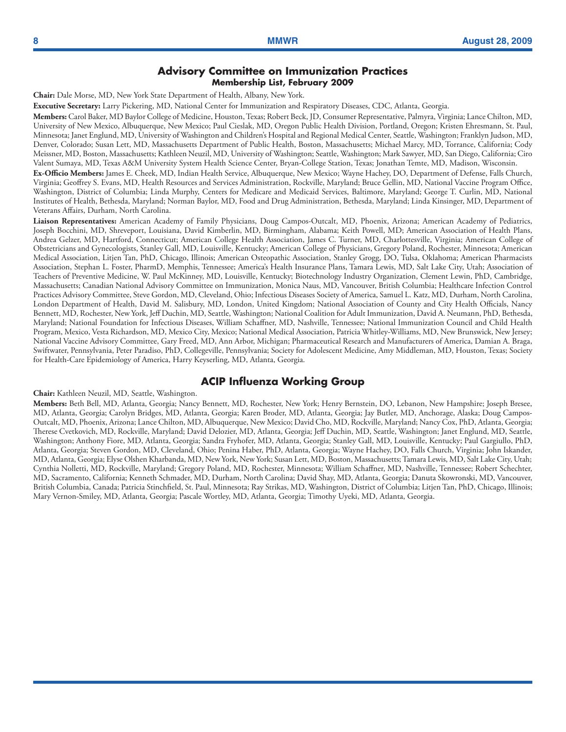## Advisory Committee on Immunization Practices

### Membership List, February 2009

**Chair:** Dale Morse, MD, New York State Department of Health, Albany, New York.

**Executive Secretary:** Larry Pickering, MD, National Center for Immunization and Respiratory Diseases, CDC, Atlanta, Georgia.

**Members:** Carol Baker, MD Baylor College of Medicine, Houston, Texas; Robert Beck, JD, Consumer Representative, Palmyra, Virginia; Lance Chilton, MD, University of New Mexico, Albuquerque, New Mexico; Paul Cieslak, MD, Oregon Public Health Division, Portland, Oregon; Kristen Ehresmann, St. Paul, Minnesota; Janet Englund, MD, University of Washington and Children's Hospital and Regional Medical Center, Seattle, Washington; Franklyn Judson, MD, Denver, Colorado; Susan Lett, MD, Massachusetts Department of Public Health, Boston, Massachusetts; Michael Marcy, MD, Torrance, California; Cody Meissner, MD, Boston, Massachusetts; Kathleen Neuzil, MD, University of Washington; Seattle, Washington; Mark Sawyer, MD, San Diego, California; Ciro Valent Sumaya, MD, Texas A&M University System Health Science Center, Bryan-College Station, Texas; Jonathan Temte, MD, Madison, Wisconsin.

**Ex-Officio Members:** James E. Cheek, MD, Indian Health Service, Albuquerque, New Mexico; Wayne Hachey, DO, Department of Defense, Falls Church, Virginia; Geoffrey S. Evans, MD, Health Resources and Services Administration, Rockville, Maryland; Bruce Gellin, MD, National Vaccine Program Office, Washington, District of Columbia; Linda Murphy, Centers for Medicare and Medicaid Services, Baltimore, Maryland; George T. Curlin, MD, National Institutes of Health, Bethesda, Maryland; Norman Baylor, MD, Food and Drug Administration, Bethesda, Maryland; Linda Kinsinger, MD, Department of Veterans Affairs, Durham, North Carolina.

**Liaison Representatives:** American Academy of Family Physicians, Doug Campos-Outcalt, MD, Phoenix, Arizona; American Academy of Pediatrics, Joseph Bocchini, MD, Shreveport, Louisiana, David Kimberlin, MD, Birmingham, Alabama; Keith Powell, MD; American Association of Health Plans, Andrea Gelzer, MD, Hartford, Connecticut; American College Health Association, James C. Turner, MD, Charlottesville, Virginia; American College of Obstetricians and Gynecologists, Stanley Gall, MD, Louisville, Kentucky; American College of Physicians, Gregory Poland, Rochester, Minnesota; American Medical Association, Litjen Tan, PhD, Chicago, Illinois; American Osteopathic Association, Stanley Grogg, DO, Tulsa, Oklahoma; American Pharmacists Association, Stephan L. Foster, PharmD, Memphis, Tennessee; America's Health Insurance Plans, Tamara Lewis, MD, Salt Lake City, Utah; Association of Teachers of Preventive Medicine, W. Paul McKinney, MD, Louisville, Kentucky; Biotechnology Industry Organization, Clement Lewin, PhD, Cambridge, Massachusetts; Canadian National Advisory Committee on Immunization, Monica Naus, MD, Vancouver, British Columbia; Healthcare Infection Control Practices Advisory Committee, Steve Gordon, MD, Cleveland, Ohio; Infectious Diseases Society of America, Samuel L. Katz, MD, Durham, North Carolina, London Department of Health, David M. Salisbury, MD, London, United Kingdom; National Association of County and City Health Officials, Nancy Bennett, MD, Rochester, New York, Jeff Duchin, MD, Seattle, Washington; National Coalition for Adult Immunization, David A. Neumann, PhD, Bethesda, Maryland; National Foundation for Infectious Diseases, William Schaffner, MD, Nashville, Tennessee; National Immunization Council and Child Health Program, Mexico, Vesta Richardson, MD, Mexico City, Mexico; National Medical Association, Patricia Whitley-Williams, MD, New Brunswick, New Jersey; National Vaccine Advisory Committee, Gary Freed, MD, Ann Arbor, Michigan; Pharmaceutical Research and Manufacturers of America, Damian A. Braga, Swiftwater, Pennsylvania, Peter Paradiso, PhD, Collegeville, Pennsylvania; Society for Adolescent Medicine, Amy Middleman, MD, Houston, Texas; Society for Health-Care Epidemiology of America, Harry Keyserling, MD, Atlanta, Georgia.

## ACIP Influenza Working Group

**Chair:** Kathleen Neuzil, MD, Seattle, Washington.

**Members:** Beth Bell, MD, Atlanta, Georgia; Nancy Bennett, MD, Rochester, New York; Henry Bernstein, DO, Lebanon, New Hampshire; Joseph Bresee, MD, Atlanta, Georgia; Carolyn Bridges, MD, Atlanta, Georgia; Karen Broder, MD, Atlanta, Georgia; Jay Butler, MD, Anchorage, Alaska; Doug Campos-Outcalt, MD, Phoenix, Arizona; Lance Chilton, MD, Albuquerque, New Mexico; David Cho, MD, Rockville, Maryland; Nancy Cox, PhD, Atlanta, Georgia; Therese Cvetkovich, MD, Rockville, Maryland; David Delozier, MD, Atlanta, Georgia; Jeff Duchin, MD, Seattle, Washington; Janet Englund, MD, Seattle, Washington; Anthony Fiore, MD, Atlanta, Georgia; Sandra Fryhofer, MD, Atlanta, Georgia; Stanley Gall, MD, Louisville, Kentucky; Paul Gargiullo, PhD, Atlanta, Georgia; Steven Gordon, MD, Cleveland, Ohio; Penina Haber, PhD, Atlanta, Georgia; Wayne Hachey, DO, Falls Church, Virginia; John Iskander, MD, Atlanta, Georgia; Elyse Olshen Kharbanda, MD, New York, New York; Susan Lett, MD, Boston, Massachusetts; Tamara Lewis, MD, Salt Lake City, Utah; Cynthia Nolletti, MD, Rockville, Maryland; Gregory Poland, MD, Rochester, Minnesota; William Schaffner, MD, Nashville, Tennessee; Robert Schechter, MD, Sacramento, California; Kenneth Schmader, MD, Durham, North Carolina; David Shay, MD, Atlanta, Georgia; Danuta Skowronski, MD, Vancouver, British Columbia, Canada; Patricia Stinchfield, St. Paul, Minnesota; Ray Strikas, MD, Washington, District of Columbia; Litjen Tan, PhD, Chicago, Illinois; Mary Vernon-Smiley, MD, Atlanta, Georgia; Pascale Wortley, MD, Atlanta, Georgia; Timothy Uyeki, MD, Atlanta, Georgia.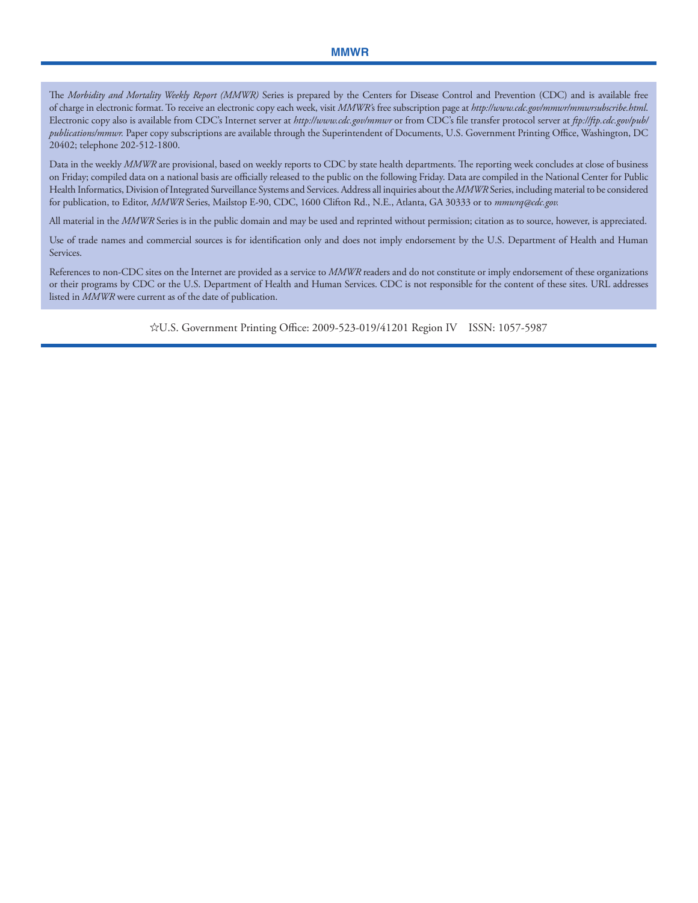The *Morbidity and Mortality Weekly Report (MMWR)* Series is prepared by the Centers for Disease Control and Prevention (CDC) and is available free of charge in electronic format. To receive an electronic copy each week, visit *MMWR*'s free subscription page at *http://www.cdc.gov/mmwr/mmwrsubscribe.html*. Electronic copy also is available from CDC's Internet server at *http://www.cdc.gov/mmwr* or from CDC's file transfer protocol server at *ftp://ftp.cdc.gov/pub/publications/mmwr.* Paper copy subscriptions are available through the Superintendent of Documents, U.S. Government Printing Office, Washington, DC 20402; telephone 202-512-1800.

Data in the weekly *MMWR* are provisional, based on weekly reports to CDC by state health departments. The reporting week concludes at close of business on Friday; compiled data on a national basis are officially released to the public on the following Friday. Data are compiled in the National Center for Public Health Informatics, Division of Integrated Surveillance Systems and Services. Address all inquiries about the *MMWR* Series, including material to be considered for publication, to Editor, *MMWR* Series, Mailstop E-90, CDC, 1600 Clifton Rd., N.E., Atlanta, GA 30333 or to *mmwrq@cdc.gov.*

All material in the *MMWR* Series is in the public domain and may be used and reprinted without permission; citation as to source, however, is appreciated.

Use of trade names and commercial sources is for identification only and does not imply endorsement by the U.S. Department of Health and Human Services.

References to non-CDC sites on the Internet are provided as a service to *MMWR* readers and do not constitute or imply endorsement of these organizations or their programs by CDC or the U.S. Department of Health and Human Services. CDC is not responsible for the content of these sites. URL addresses listed in *MMWR* were current as of the date of publication.

☆U.S. Government Printing Office: 2009-523-019/41201 Region IV ISSN: 1057-5987